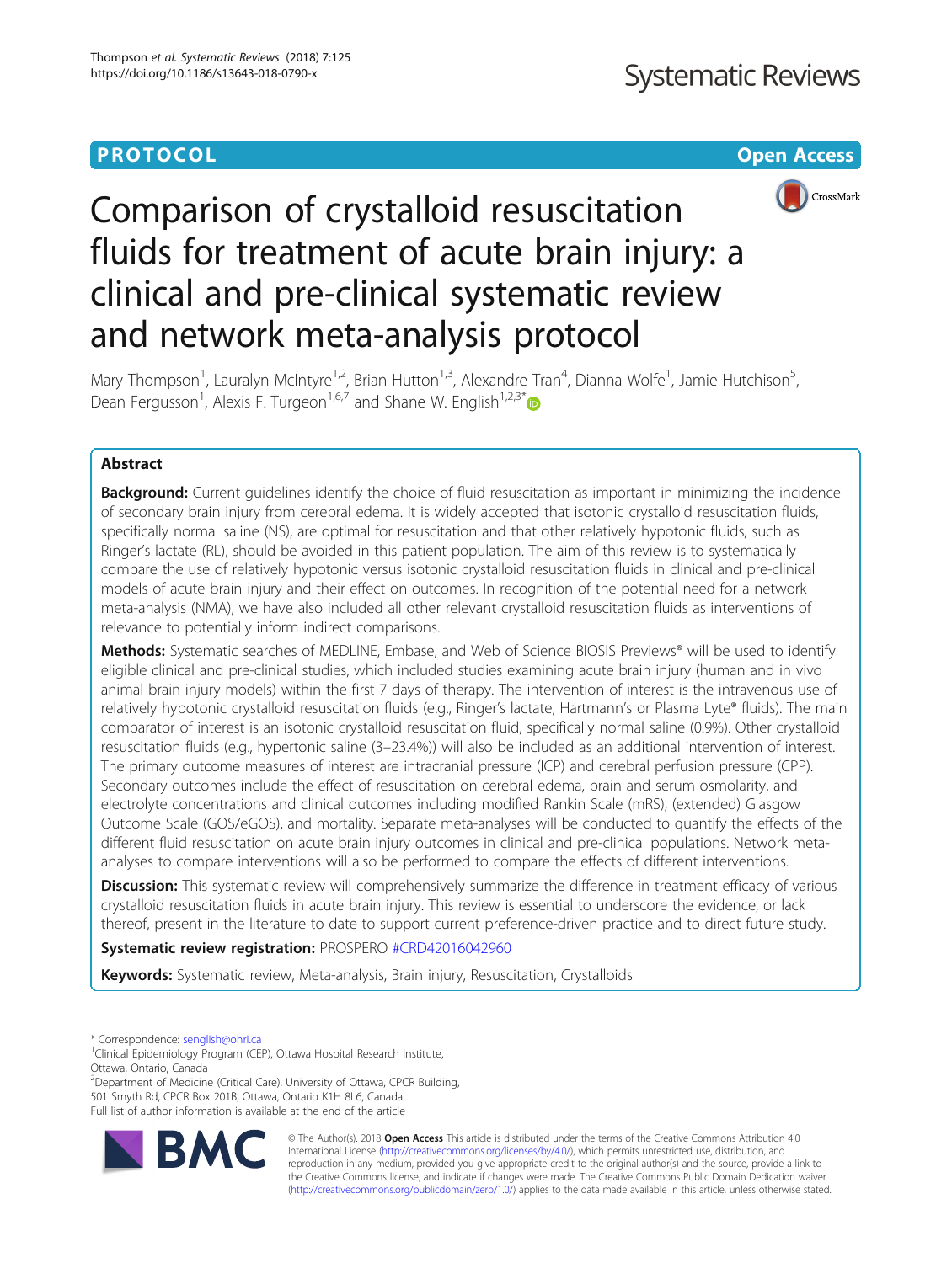**PROTOCOL** **Open Access**

# Comparison of crystalloid resuscitation fluids for treatment of acute brain injury: a clinical and pre-clinical systematic review and network meta-analysis protocol

Mary Thompson[1], Lauralyn McIntyre[1,2], Brian Hutton[1,3], Alexandre Tran[4], Dianna Wolfe[1], Jamie Hutchison[5], Dean Fergusson[1], Alexis F. Turgeon[1,6,7] and Shane W. English[1,2,3*]

## Abstract

**Background:** Current guidelines identify the choice of fluid resuscitation as important in minimizing the incidence of secondary brain injury from cerebral edema. It is widely accepted that isotonic crystalloid resuscitation fluids, specifically normal saline (NS), are optimal for resuscitation and that other relatively hypotonic fluids, such as Ringer's lactate (RL), should be avoided in this patient population. The aim of this review is to systematically compare the use of relatively hypotonic versus isotonic crystalloid resuscitation fluids in clinical and pre-clinical models of acute brain injury and their effect on outcomes. In recognition of the potential need for a network meta-analysis (NMA), we have also included all other relevant crystalloid resuscitation fluids as interventions of relevance to potentially inform indirect comparisons.

**Methods:** Systematic searches of MEDLINE, Embase, and Web of Science BIOSIS Previews® will be used to identify eligible clinical and pre-clinical studies, which included studies examining acute brain injury (human and in vivo animal brain injury models) within the first 7 days of therapy. The intervention of interest is the intravenous use of relatively hypotonic crystalloid resuscitation fluids (e.g., Ringer's lactate, Hartmann's or Plasma Lyte® fluids). The main comparator of interest is an isotonic crystalloid resuscitation fluid, specifically normal saline (0.9%). Other crystalloid resuscitation fluids (e.g., hypertonic saline (3–23.4%)) will also be included as an additional intervention of interest. The primary outcome measures of interest are intracranial pressure (ICP) and cerebral perfusion pressure (CPP). Secondary outcomes include the effect of resuscitation on cerebral edema, brain and serum osmolarity, and electrolyte concentrations and clinical outcomes including modified Rankin Scale (mRS), (extended) Glasgow Outcome Scale (GOS/eGOS), and mortality. Separate meta-analyses will be conducted to quantify the effects of the different fluid resuscitation on acute brain injury outcomes in clinical and pre-clinical populations. Network meta-analyses to compare interventions will also be performed to compare the effects of different interventions.

**Discussion:** This systematic review will comprehensively summarize the difference in treatment efficacy of various crystalloid resuscitation fluids in acute brain injury. This review is essential to underscore the evidence, or lack thereof, present in the literature to date to support current preference-driven practice and to direct future study.

**Systematic review registration:** PROSPERO #CRD42016042960

**Keywords:** Systematic review, Meta-analysis, Brain injury, Resuscitation, Crystalloids

\* Correspondence: senglish@ohri.ca

[1]Clinical Epidemiology Program (CEP), Ottawa Hospital Research Institute, Ottawa, Ontario, Canada

[2]Department of Medicine (Critical Care), University of Ottawa, CPCR Building, 501 Smyth Rd, CPCR Box 201B, Ottawa, Ontario K1H 8L6, Canada

Full list of author information is available at the end of the article

© The Author(s). 2018 **Open Access** This article is distributed under the terms of the Creative Commons Attribution 4.0 International License (http://creativecommons.org/licenses/by/4.0/), which permits unrestricted use, distribution, and reproduction in any medium, provided you give appropriate credit to the original author(s) and the source, provide a link to the Creative Commons license, and indicate if changes were made. The Creative Commons Public Domain Dedication waiver (http://creativecommons.org/publicdomain/zero/1.0/) applies to the data made available in this article, unless otherwise stated.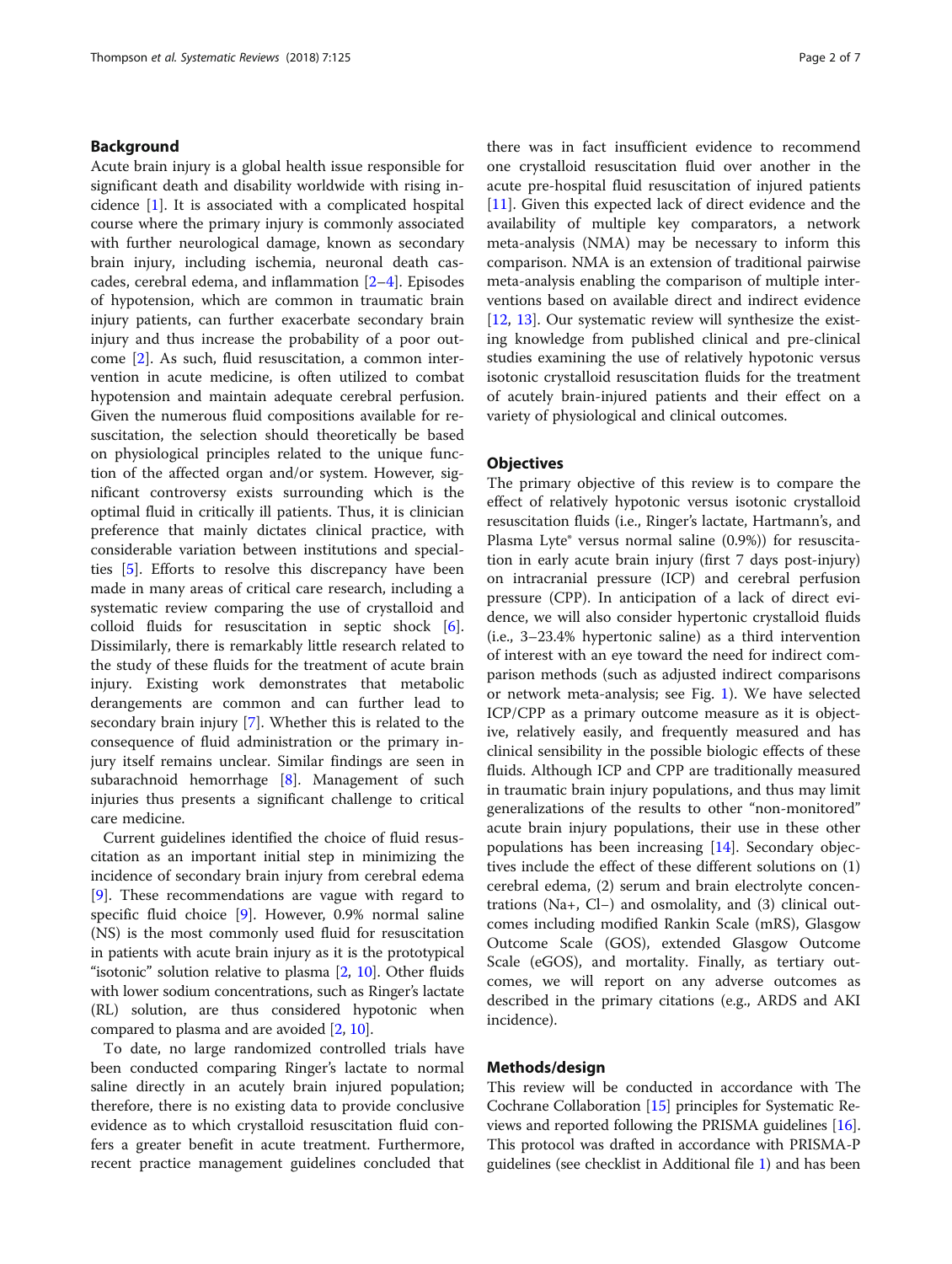## Background

Acute brain injury is a global health issue responsible for significant death and disability worldwide with rising incidence [1]. It is associated with a complicated hospital course where the primary injury is commonly associated with further neurological damage, known as secondary brain injury, including ischemia, neuronal death cascades, cerebral edema, and inflammation [2–4]. Episodes of hypotension, which are common in traumatic brain injury patients, can further exacerbate secondary brain injury and thus increase the probability of a poor outcome [2]. As such, fluid resuscitation, a common intervention in acute medicine, is often utilized to combat hypotension and maintain adequate cerebral perfusion. Given the numerous fluid compositions available for resuscitation, the selection should theoretically be based on physiological principles related to the unique function of the affected organ and/or system. However, significant controversy exists surrounding which is the optimal fluid in critically ill patients. Thus, it is clinician preference that mainly dictates clinical practice, with considerable variation between institutions and specialties [5]. Efforts to resolve this discrepancy have been made in many areas of critical care research, including a systematic review comparing the use of crystalloid and colloid fluids for resuscitation in septic shock [6]. Dissimilarly, there is remarkably little research related to the study of these fluids for the treatment of acute brain injury. Existing work demonstrates that metabolic derangements are common and can further lead to secondary brain injury [7]. Whether this is related to the consequence of fluid administration or the primary injury itself remains unclear. Similar findings are seen in subarachnoid hemorrhage [8]. Management of such injuries thus presents a significant challenge to critical care medicine.

Current guidelines identified the choice of fluid resuscitation as an important initial step in minimizing the incidence of secondary brain injury from cerebral edema [9]. These recommendations are vague with regard to specific fluid choice [9]. However, 0.9% normal saline (NS) is the most commonly used fluid for resuscitation in patients with acute brain injury as it is the prototypical "isotonic" solution relative to plasma [2, 10]. Other fluids with lower sodium concentrations, such as Ringer's lactate (RL) solution, are thus considered hypotonic when compared to plasma and are avoided [2, 10].

To date, no large randomized controlled trials have been conducted comparing Ringer's lactate to normal saline directly in an acutely brain injured population; therefore, there is no existing data to provide conclusive evidence as to which crystalloid resuscitation fluid confers a greater benefit in acute treatment. Furthermore, recent practice management guidelines concluded that there was in fact insufficient evidence to recommend one crystalloid resuscitation fluid over another in the acute pre-hospital fluid resuscitation of injured patients [11]. Given this expected lack of direct evidence and the availability of multiple key comparators, a network meta-analysis (NMA) may be necessary to inform this comparison. NMA is an extension of traditional pairwise meta-analysis enabling the comparison of multiple interventions based on available direct and indirect evidence [12, 13]. Our systematic review will synthesize the existing knowledge from published clinical and pre-clinical studies examining the use of relatively hypotonic versus isotonic crystalloid resuscitation fluids for the treatment of acutely brain-injured patients and their effect on a variety of physiological and clinical outcomes.

## Objectives

The primary objective of this review is to compare the effect of relatively hypotonic versus isotonic crystalloid resuscitation fluids (i.e., Ringer's lactate, Hartmann's, and Plasma Lyte® versus normal saline (0.9%)) for resuscitation in early acute brain injury (first 7 days post-injury) on intracranial pressure (ICP) and cerebral perfusion pressure (CPP). In anticipation of a lack of direct evidence, we will also consider hypertonic crystalloid fluids (i.e., 3–23.4% hypertonic saline) as a third intervention of interest with an eye toward the need for indirect comparison methods (such as adjusted indirect comparisons or network meta-analysis; see Fig. 1). We have selected ICP/CPP as a primary outcome measure as it is objective, relatively easily, and frequently measured and has clinical sensibility in the possible biologic effects of these fluids. Although ICP and CPP are traditionally measured in traumatic brain injury populations, and thus may limit generalizations of the results to other "non-monitored" acute brain injury populations, their use in these other populations has been increasing [14]. Secondary objectives include the effect of these different solutions on (1) cerebral edema, (2) serum and brain electrolyte concentrations ($Na^+$, $Cl^-$) and osmolality, and (3) clinical outcomes including modified Rankin Scale (mRS), Glasgow Outcome Scale (GOS), extended Glasgow Outcome Scale (eGOS), and mortality. Finally, as tertiary outcomes, we will report on any adverse outcomes as described in the primary citations (e.g., ARDS and AKI incidence).

## Methods/design

This review will be conducted in accordance with The Cochrane Collaboration [15] principles for Systematic Reviews and reported following the PRISMA guidelines [16]. This protocol was drafted in accordance with PRISMA-P guidelines (see checklist in Additional file 1) and has been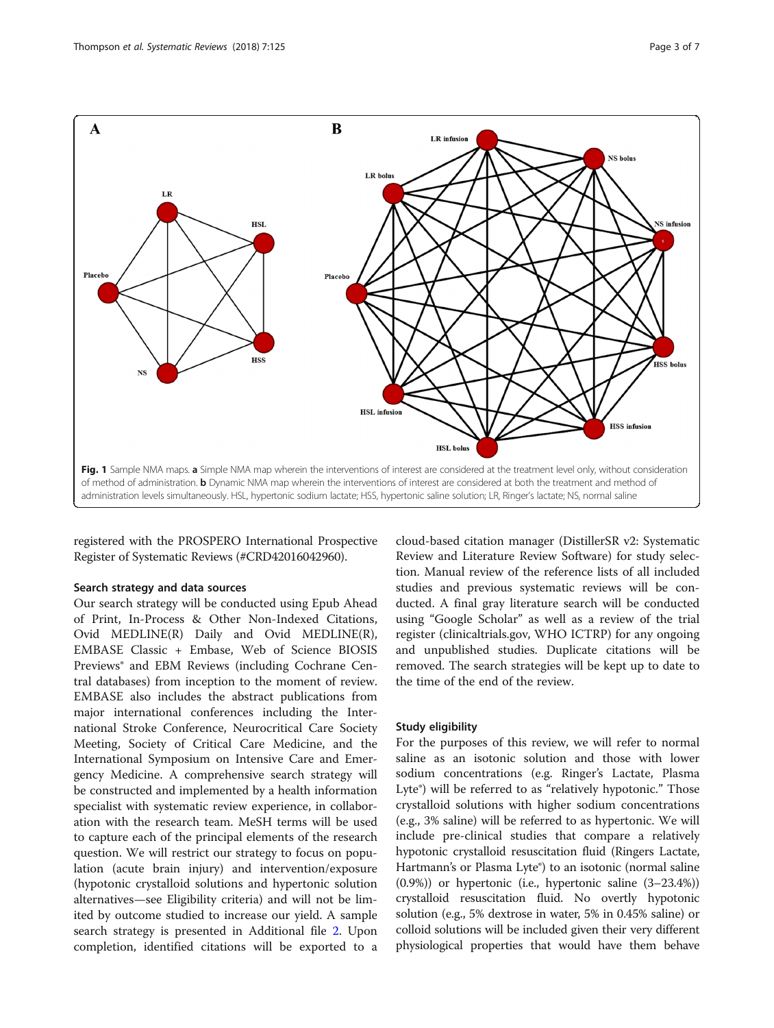Fig. 1 Sample NMA maps. **a** Simple NMA map wherein the interventions of interest are considered at the treatment level only, without consideration of method of administration. **b** Dynamic NMA map wherein the interventions of interest are considered at both the treatment and method of administration levels simultaneously. HSL, hypertonic sodium lactate; HSS, hypertonic saline solution; LR, Ringer's lactate; NS, normal saline

registered with the PROSPERO International Prospective Register of Systematic Reviews (#CRD42016042960).

### Search strategy and data sources

Our search strategy will be conducted using Epub Ahead of Print, In-Process & Other Non-Indexed Citations, Ovid MEDLINE(R) Daily and Ovid MEDLINE(R), EMBASE Classic + Embase, Web of Science BIOSIS Previews® and EBM Reviews (including Cochrane Central databases) from inception to the moment of review. EMBASE also includes the abstract publications from major international conferences including the International Stroke Conference, Neurocritical Care Society Meeting, Society of Critical Care Medicine, and the International Symposium on Intensive Care and Emergency Medicine. A comprehensive search strategy will be constructed and implemented by a health information specialist with systematic review experience, in collaboration with the research team. MeSH terms will be used to capture each of the principal elements of the research question. We will restrict our strategy to focus on population (acute brain injury) and intervention/exposure (hypotonic crystalloid solutions and hypertonic solution alternatives—see Eligibility criteria) and will not be limited by outcome studied to increase our yield. A sample search strategy is presented in Additional file 2. Upon completion, identified citations will be exported to a cloud-based citation manager (DistillerSR v2: Systematic Review and Literature Review Software) for study selection. Manual review of the reference lists of all included studies and previous systematic reviews will be conducted. A final gray literature search will be conducted using "Google Scholar" as well as a review of the trial register (clinicaltrials.gov, WHO ICTRP) for any ongoing and unpublished studies. Duplicate citations will be removed. The search strategies will be kept up to date to the time of the end of the review.

### Study eligibility

For the purposes of this review, we will refer to normal saline as an isotonic solution and those with lower sodium concentrations (e.g. Ringer's Lactate, Plasma Lyte®) will be referred to as "relatively hypotonic." Those crystalloid solutions with higher sodium concentrations (e.g., 3% saline) will be referred to as hypertonic. We will include pre-clinical studies that compare a relatively hypotonic crystalloid resuscitation fluid (Ringers Lactate, Hartmann's or Plasma Lyte®) to an isotonic (normal saline (0.9%)) or hypertonic (i.e., hypertonic saline (3–23.4%)) crystalloid resuscitation fluid. No overtly hypotonic solution (e.g., 5% dextrose in water, 5% in 0.45% saline) or colloid solutions will be included given their very different physiological properties that would have them behave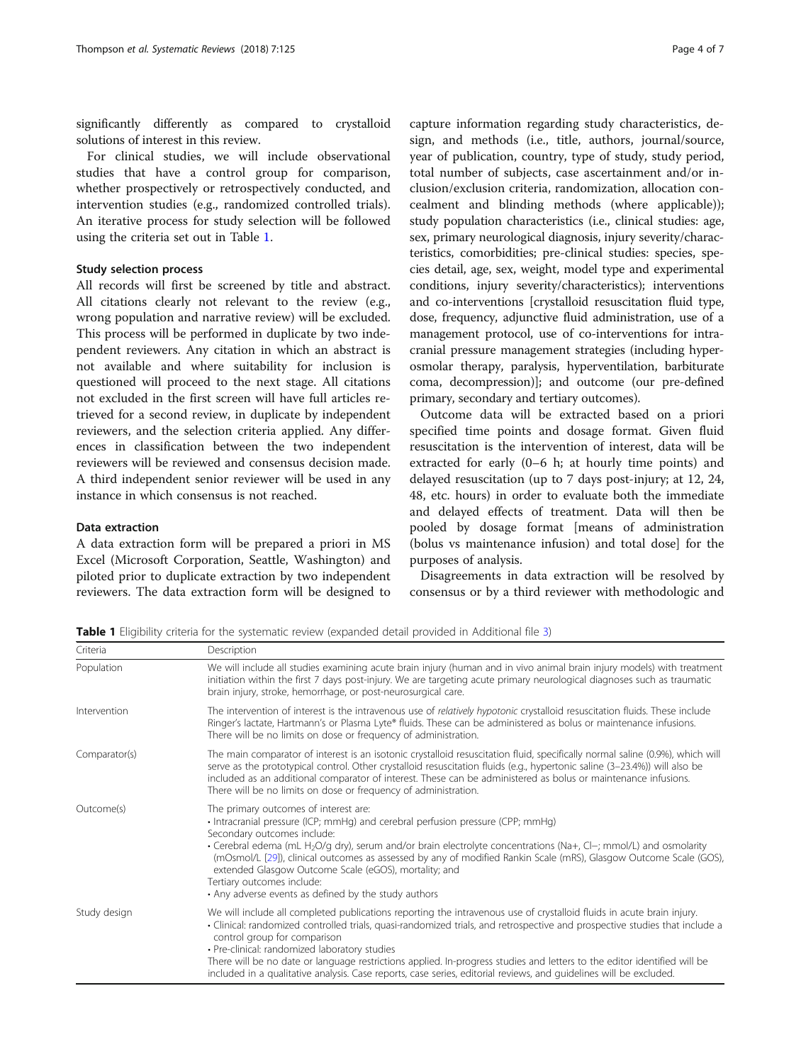significantly differently as compared to crystalloid solutions of interest in this review.

For clinical studies, we will include observational studies that have a control group for comparison, whether prospectively or retrospectively conducted, and intervention studies (e.g., randomized controlled trials). An iterative process for study selection will be followed using the criteria set out in Table 1.

### Study selection process

All records will first be screened by title and abstract. All citations clearly not relevant to the review (e.g., wrong population and narrative review) will be excluded. This process will be performed in duplicate by two independent reviewers. Any citation in which an abstract is not available and where suitability for inclusion is questioned will proceed to the next stage. All citations not excluded in the first screen will have full articles retrieved for a second review, in duplicate by independent reviewers, and the selection criteria applied. Any differences in classification between the two independent reviewers will be reviewed and consensus decision made. A third independent senior reviewer will be used in any instance in which consensus is not reached.

### Data extraction

A data extraction form will be prepared a priori in MS Excel (Microsoft Corporation, Seattle, Washington) and piloted prior to duplicate extraction by two independent reviewers. The data extraction form will be designed to capture information regarding study characteristics, design, and methods (i.e., title, authors, journal/source, year of publication, country, type of study, study period, total number of subjects, case ascertainment and/or inclusion/exclusion criteria, randomization, allocation concealment and blinding methods (where applicable)); study population characteristics (i.e., clinical studies: age, sex, primary neurological diagnosis, injury severity/characteristics, comorbidities; pre-clinical studies: species, species detail, age, sex, weight, model type and experimental conditions, injury severity/characteristics); interventions and co-interventions [crystalloid resuscitation fluid type, dose, frequency, adjunctive fluid administration, use of a management protocol, use of co-interventions for intracranial pressure management strategies (including hyperosmolar therapy, paralysis, hyperventilation, barbiturate coma, decompression)]; and outcome (our pre-defined primary, secondary and tertiary outcomes).

Outcome data will be extracted based on a priori specified time points and dosage format. Given fluid resuscitation is the intervention of interest, data will be extracted for early (0–6 h; at hourly time points) and delayed resuscitation (up to 7 days post-injury; at 12, 24, 48, etc. hours) in order to evaluate both the immediate and delayed effects of treatment. Data will then be pooled by dosage format [means of administration (bolus vs maintenance infusion) and total dose] for the purposes of analysis.

Disagreements in data extraction will be resolved by consensus or by a third reviewer with methodologic and

**Table 1** Eligibility criteria for the systematic review (expanded detail provided in Additional file 3)

| Criteria | Description |
|---|---|
| Population | We will include all studies examining acute brain injury (human and in vivo animal brain injury models) with treatment initiation within the first 7 days post-injury. We are targeting acute primary neurological diagnoses such as traumatic brain injury, stroke, hemorrhage, or post-neurosurgical care. |
| Intervention | The intervention of interest is the intravenous use of *relatively hypotonic* crystalloid resuscitation fluids. These include Ringer's lactate, Hartmann's or Plasma Lyte® fluids. These can be administered as bolus or maintenance infusions. There will be no limits on dose or frequency of administration. |
| Comparator(s) | The main comparator of interest is an isotonic crystalloid resuscitation fluid, specifically normal saline (0.9%), which will serve as the prototypical control. Other crystalloid resuscitation fluids (e.g., hypertonic saline (3–23.4%)) will also be included as an additional comparator of interest. These can be administered as bolus or maintenance infusions. There will be no limits on dose or frequency of administration. |
| Outcome(s) | The primary outcomes of interest are:<br>• Intracranial pressure (ICP; mmHg) and cerebral perfusion pressure (CPP; mmHg)<br>Secondary outcomes include:<br>• Cerebral edema (mL $H_2O$/g dry), serum and/or brain electrolyte concentrations ($Na^+$, $Cl^-$; mmol/L) and osmolarity (mOsmol/L [29]), clinical outcomes as assessed by any of modified Rankin Scale (mRS), Glasgow Outcome Scale (GOS), extended Glasgow Outcome Scale (eGOS), mortality; and<br>Tertiary outcomes include:<br>• Any adverse events as defined by the study authors |
| Study design | We will include all completed publications reporting the intravenous use of crystalloid fluids in acute brain injury.<br>• Clinical: randomized controlled trials, quasi-randomized trials, and retrospective and prospective studies that include a control group for comparison<br>• Pre-clinical: randomized laboratory studies<br>There will be no date or language restrictions applied. In-progress studies and letters to the editor identified will be included in a qualitative analysis. Case reports, case series, editorial reviews, and guidelines will be excluded. |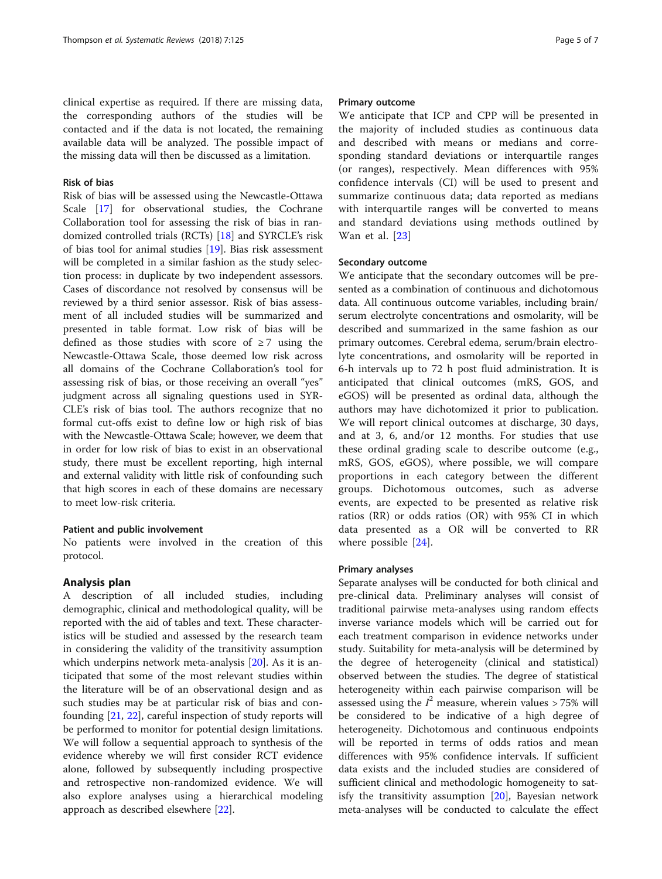clinical expertise as required. If there are missing data, the corresponding authors of the studies will be contacted and if the data is not located, the remaining available data will be analyzed. The possible impact of the missing data will then be discussed as a limitation.

### Risk of bias

Risk of bias will be assessed using the Newcastle-Ottawa Scale [17] for observational studies, the Cochrane Collaboration tool for assessing the risk of bias in randomized controlled trials (RCTs) [18] and SYRCLE's risk of bias tool for animal studies [19]. Bias risk assessment will be completed in a similar fashion as the study selection process: in duplicate by two independent assessors. Cases of discordance not resolved by consensus will be reviewed by a third senior assessor. Risk of bias assessment of all included studies will be summarized and presented in table format. Low risk of bias will be defined as those studies with score of ≥ 7 using the Newcastle-Ottawa Scale, those deemed low risk across all domains of the Cochrane Collaboration's tool for assessing risk of bias, or those receiving an overall "yes" judgment across all signaling questions used in SYRCLE's risk of bias tool. The authors recognize that no formal cut-offs exist to define low or high risk of bias with the Newcastle-Ottawa Scale; however, we deem that in order for low risk of bias to exist in an observational study, there must be excellent reporting, high internal and external validity with little risk of confounding such that high scores in each of these domains are necessary to meet low-risk criteria.

### Patient and public involvement

No patients were involved in the creation of this protocol.

## Analysis plan

A description of all included studies, including demographic, clinical and methodological quality, will be reported with the aid of tables and text. These characteristics will be studied and assessed by the research team in considering the validity of the transitivity assumption which underpins network meta-analysis [20]. As it is anticipated that some of the most relevant studies within the literature will be of an observational design and as such studies may be at particular risk of bias and confounding [21, 22], careful inspection of study reports will be performed to monitor for potential design limitations. We will follow a sequential approach to synthesis of the evidence whereby we will first consider RCT evidence alone, followed by subsequently including prospective and retrospective non-randomized evidence. We will also explore analyses using a hierarchical modeling approach as described elsewhere [22].

### Primary outcome

We anticipate that ICP and CPP will be presented in the majority of included studies as continuous data and described with means or medians and corresponding standard deviations or interquartile ranges (or ranges), respectively. Mean differences with 95% confidence intervals (CI) will be used to present and summarize continuous data; data reported as medians with interquartile ranges will be converted to means and standard deviations using methods outlined by Wan et al. [23]

### Secondary outcome

We anticipate that the secondary outcomes will be presented as a combination of continuous and dichotomous data. All continuous outcome variables, including brain/serum electrolyte concentrations and osmolarity, will be described and summarized in the same fashion as our primary outcomes. Cerebral edema, serum/brain electrolyte concentrations, and osmolarity will be reported in 6-h intervals up to 72 h post fluid administration. It is anticipated that clinical outcomes (mRS, GOS, and eGOS) will be presented as ordinal data, although the authors may have dichotomized it prior to publication. We will report clinical outcomes at discharge, 30 days, and at 3, 6, and/or 12 months. For studies that use these ordinal grading scale to describe outcome (e.g., mRS, GOS, eGOS), where possible, we will compare proportions in each category between the different groups. Dichotomous outcomes, such as adverse events, are expected to be presented as relative risk ratios (RR) or odds ratios (OR) with 95% CI in which data presented as a OR will be converted to RR where possible [24].

### Primary analyses

Separate analyses will be conducted for both clinical and pre-clinical data. Preliminary analyses will consist of traditional pairwise meta-analyses using random effects inverse variance models which will be carried out for each treatment comparison in evidence networks under study. Suitability for meta-analysis will be determined by the degree of heterogeneity (clinical and statistical) observed between the studies. The degree of statistical heterogeneity within each pairwise comparison will be assessed using the $I^2$ measure, wherein values > 75% will be considered to be indicative of a high degree of heterogeneity. Dichotomous and continuous endpoints will be reported in terms of odds ratios and mean differences with 95% confidence intervals. If sufficient data exists and the included studies are considered of sufficient clinical and methodologic homogeneity to satisfy the transitivity assumption [20], Bayesian network meta-analyses will be conducted to calculate the effect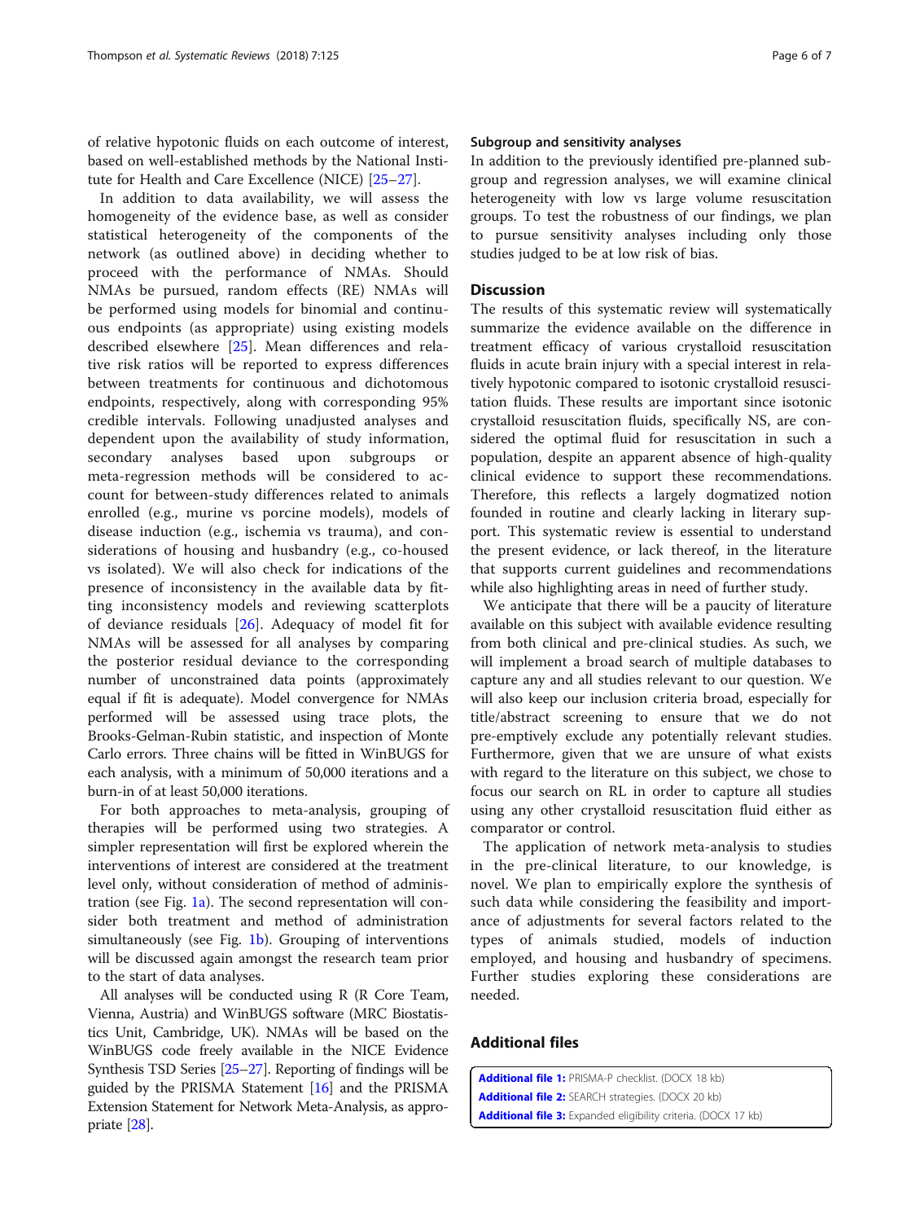of relative hypotonic fluids on each outcome of interest, based on well-established methods by the National Institute for Health and Care Excellence (NICE) [25–27].

In addition to data availability, we will assess the homogeneity of the evidence base, as well as consider statistical heterogeneity of the components of the network (as outlined above) in deciding whether to proceed with the performance of NMAs. Should NMAs be pursued, random effects (RE) NMAs will be performed using models for binomial and continuous endpoints (as appropriate) using existing models described elsewhere [25]. Mean differences and relative risk ratios will be reported to express differences between treatments for continuous and dichotomous endpoints, respectively, along with corresponding 95% credible intervals. Following unadjusted analyses and dependent upon the availability of study information, secondary analyses based upon subgroups or meta-regression methods will be considered to account for between-study differences related to animals enrolled (e.g., murine vs porcine models), models of disease induction (e.g., ischemia vs trauma), and considerations of housing and husbandry (e.g., co-housed vs isolated). We will also check for indications of the presence of inconsistency in the available data by fitting inconsistency models and reviewing scatterplots of deviance residuals [26]. Adequacy of model fit for NMAs will be assessed for all analyses by comparing the posterior residual deviance to the corresponding number of unconstrained data points (approximately equal if fit is adequate). Model convergence for NMAs performed will be assessed using trace plots, the Brooks-Gelman-Rubin statistic, and inspection of Monte Carlo errors. Three chains will be fitted in WinBUGS for each analysis, with a minimum of 50,000 iterations and a burn-in of at least 50,000 iterations.

For both approaches to meta-analysis, grouping of therapies will be performed using two strategies. A simpler representation will first be explored wherein the interventions of interest are considered at the treatment level only, without consideration of method of administration (see Fig. 1a). The second representation will consider both treatment and method of administration simultaneously (see Fig. 1b). Grouping of interventions will be discussed again amongst the research team prior to the start of data analyses.

All analyses will be conducted using R (R Core Team, Vienna, Austria) and WinBUGS software (MRC Biostatistics Unit, Cambridge, UK). NMAs will be based on the WinBUGS code freely available in the NICE Evidence Synthesis TSD Series [25–27]. Reporting of findings will be guided by the PRISMA Statement [16] and the PRISMA Extension Statement for Network Meta-Analysis, as appropriate [28].

### Subgroup and sensitivity analyses

In addition to the previously identified pre-planned subgroup and regression analyses, we will examine clinical heterogeneity with low vs large volume resuscitation groups. To test the robustness of our findings, we plan to pursue sensitivity analyses including only those studies judged to be at low risk of bias.

## Discussion

The results of this systematic review will systematically summarize the evidence available on the difference in treatment efficacy of various crystalloid resuscitation fluids in acute brain injury with a special interest in relatively hypotonic compared to isotonic crystalloid resuscitation fluids. These results are important since isotonic crystalloid resuscitation fluids, specifically NS, are considered the optimal fluid for resuscitation in such a population, despite an apparent absence of high-quality clinical evidence to support these recommendations. Therefore, this reflects a largely dogmatized notion founded in routine and clearly lacking in literary support. This systematic review is essential to understand the present evidence, or lack thereof, in the literature that supports current guidelines and recommendations while also highlighting areas in need of further study.

We anticipate that there will be a paucity of literature available on this subject with available evidence resulting from both clinical and pre-clinical studies. As such, we will implement a broad search of multiple databases to capture any and all studies relevant to our question. We will also keep our inclusion criteria broad, especially for title/abstract screening to ensure that we do not pre-emptively exclude any potentially relevant studies. Furthermore, given that we are unsure of what exists with regard to the literature on this subject, we chose to focus our search on RL in order to capture all studies using any other crystalloid resuscitation fluid either as comparator or control.

The application of network meta-analysis to studies in the pre-clinical literature, to our knowledge, is novel. We plan to empirically explore the synthesis of such data while considering the feasibility and importance of adjustments for several factors related to the types of animals studied, models of induction employed, and housing and husbandry of specimens. Further studies exploring these considerations are needed.

## Additional files

**Additional file 1:** PRISMA-P checklist. (DOCX 18 kb)
**Additional file 2:** SEARCH strategies. (DOCX 20 kb)
**Additional file 3:** Expanded eligibility criteria. (DOCX 17 kb)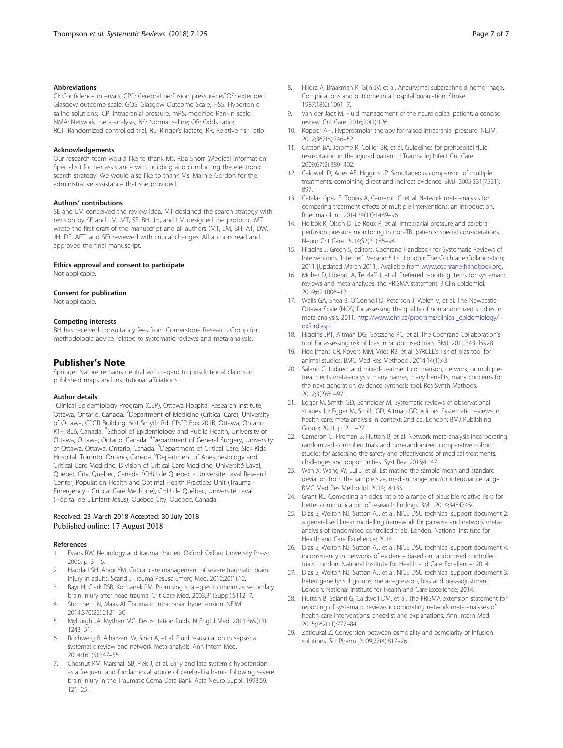### Abbreviations

CI: Confidence intervals; CPP: Cerebral perfusion pressure; eGOS: extended Glasgow outcome scale; GOS: Glasgow Outcome Scale; HSS: Hypertonic saline solutions; ICP: Intracranial pressure; mRS: modified Rankin scale; NMA: Network meta-analysis; NS: Normal saline; OR: Odds ratio; RCT: Randomized controlled trial; RL: Ringer's lactate; RR: Relative risk ratio

### Acknowledgements

Our research team would like to thank Ms. Risa Shorr (Medical Information Specialist) for her assistance with building and conducting the electronic search strategy. We would also like to thank Ms. Marnie Gordon for the administrative assistance that she provided.

### Authors' contributions

SE and LM conceived the review idea. MT designed the search strategy with revision by SE and LM. MT, SE, BH, JH, and LM designed the protocol. MT wrote the first draft of the manuscript and all authors (MT, LM, BH, AT, DW, JH, DF, AFT, and SE) reviewed with critical changes. All authors read and approved the final manuscript.

### Ethics approval and consent to participate

Not applicable.

### Consent for publication

Not applicable.

### Competing interests

BH has received consultancy fees from Cornerstone Research Group for methodologic advice related to systematic reviews and meta-analysis.

## Publisher's Note

Springer Nature remains neutral with regard to jurisdictional claims in published maps and institutional affiliations.

### Author details

[1]Clinical Epidemiology Program (CEP), Ottawa Hospital Research Institute, Ottawa, Ontario, Canada. [2]Department of Medicine (Critical Care), University of Ottawa, CPCR Building, 501 Smyth Rd, CPCR Box 201B, Ottawa, Ontario K1H 8L6, Canada. [3]School of Epidemiology and Public Health, University of Ottawa, Ottawa, Ontario, Canada. [4]Department of General Surgery, University of Ottawa, Ottawa, Ontario, Canada. [5]Department of Critical Care, Sick Kids Hospital, Toronto, Ontario, Canada. [6]Department of Anesthesiology and Critical Care Medicine, Division of Critical Care Medicine, Université Laval, Quebec City, Quebec, Canada. [7]CHU de Québec - Université Laval Research Center, Population Health and Optimal Health Practices Unit (Trauma - Emergency - Critical Care Medicine), CHU de Québec, Université Laval (Hôpital de L'Enfant-Jésus), Quebec City, Quebec, Canada.

Received: 23 March 2018 Accepted: 30 July 2018
Published online: 17 August 2018

### References

1. Evans RW. Neurology and trauma. 2nd ed. Oxford: Oxford University Press; 2006. p. 3–16.
2. Haddad SH, Arabi YM. Critical care management of severe traumatic brain injury in adults. Scand J Trauma Resusc Emerg Med. 2012;20(1):12.
3. Bayr H, Clark RSB, Kochanek PM. Promising strategies to minimize secondary brain injury after head trauma. Crit Care Med. 2003;31(Suppl):S112–7.
4. Stocchetti N, Maas AI. Traumatic intracranial hypertension. NEJM. 2014;370(22):2121–30.
5. Myburgh JA, Mythen MG. Resuscitation fluids. N Engl J Med. 2013;369(13): 1243–51.
6. Rochwerg B, Alhazzani W, Sindi A, et al. Fluid resuscitation in sepsis: a systematic review and network meta-analysis. Ann Intern Med. 2014;161(5):347–55.
7. Chesnut RM, Marshall SB, Piek J, et al. Early and late systemic hypotension as a frequent and fundamental source of cerebral ischemia following severe brain injury in the Traumatic Coma Data Bank. Acta Neuro Suppl. 1993;59: 121–25.
8. Hijdra A, Braakman R, Gijn JV, et al. Aneurysmal subarachnoid hemorrhage. Complications and outcome in a hospital population. Stroke. 1987;18(6):1061–7.
9. Van der Jagt M. Fluid management of the neurological patient: a concise review. Crit Care. 2016;20(1):126.
10. Ropper AH. Hyperosmolar therapy for raised intracranial pressure. NEJM. 2012;367(8):746–52.
11. Cotton BA, Jerome R, Collier BR, et al. Guidelines for prehospital fluid resuscitation in the injured patient. J Trauma Inj Infect Crit Care. 2009;67(2):389–402.
12. Caldwell D, Ades AE, Higgins JP. Simultaneous comparison of multiple treatments: combining direct and indirect evidence. BMJ. 2005;331(7521): 897.
13. Catalá-López F, Tobías A, Cameron C, et al. Network meta-analysis for comparing treatment effects of multiple interventions: an introduction. Rheumatol Int. 2014;34(11):1489–96.
14. Helbok R, Olson D, Le Roux P, et al. Intracranial pressure and cerebral perfusion pressure monitoring in non-TBI patients: special considerations. Neuro Crit Care. 2014;S2(21):85–94.
15. Higgins J, Green S, editors. Cochrane Handbook for Systematic Reviews of Interventions [Internet]. Version 5.1.0. London: The Cochrane Collaboration; 2011 [Updated March 2011]. Available from www.cochrane-handbook.org.
16. Moher D, Liberati A, Tetzlaff J, et al. Preferred reporting items for systematic reviews and meta-analyses: the PRISMA statement. J Clin Epidemiol. 2009;62:1006–12.
17. Wells GA, Shea B, O'Connell D, Peterson J, Welch V, et al. The Newcastle-Ottawa Scale (NOS) for assessing the quality of nonrandomized studies in meta-analysis. 2011. http://www.ohri.ca/programs/clinical_epidemiology/oxford.asp.
18. Higgins JPT, Altman DG, Gotzsche PC, et al. The Cochrane Collaboration's tool for assessing risk of bias in randomised trials. BMJ. 2011;343:d5928.
19. Hooijmans CR, Rovers MM, Vries RB, et al. SYRCLE's risk of bias tool for animal studies. BMC Med Res Methodol. 2014;14(1):43.
20. Salanti G. Indirect and mixed-treatment comparison, network, or multiple-treatments meta-analysis: many names, many benefits, many concerns for the next generation evidence synthesis tool. Res Synth Methods. 2012;3(2):80–97.
21. Egger M, Smith GD, Schneider M. Systematic reviews of observational studies. In: Egger M, Smith GD, Altman GD, editors. Systematic reviews in health care: meta-analysis in context. 2nd ed. London: BMJ Publishing Group; 2001. p. 211–27.
22. Cameron C, Fireman B, Hutton B, et al. Network meta-analysis incorporating randomized controlled trials and non-randomized comparative cohort studies for assessing the safety and effectiveness of medical treatments: challenges and opportunities. Syst Rev. 2015;4:147.
23. Wan X, Wang W, Lui J, et al. Estimating the sample mean and standard deviation from the sample size, median, range and/or interquartile range. BMC Med Res Methodol. 2014;14:135.
24. Grant RL. Converting an odds ratio to a range of plausible relative risks for better communication of research findings. BMJ. 2014;348:f7450.
25. Dias S, Welton NJ, Sutton AJ, et al. NICE DSU technical support document 2: a generalised linear modelling framework for pairwise and network meta-analysis of randomised controlled trials. London: National Institute for Health and Care Excellence; 2014.
26. Dias S, Welton NJ, Sutton AJ, et al. NICE DSU technical support document 4: inconsistency in networks of evidence based on randomised controlled trials. London: National Institute for Health and Care Excellence; 2014.
27. Dias S, Welton NJ, Sutton AJ, et al. NICE DSU technical support document 3: heterogeneity: subgroups, meta-regression, bias and bias-adjustment. London: National Institute for Health and Care Excellence; 2014.
28. Hutton B, Salanti G, Caldwell DM, et al. The PRISMA extension statement for reporting of systematic reviews incorporating network meta-analyses of health care interventions: checklist and explanations. Ann Intern Med. 2015;162(11):777–84.
29. Zatloukal Z. Conversion between osmolality and osmolarity of infusion solutions. Sci Pharm. 2009;77(4):817–26.